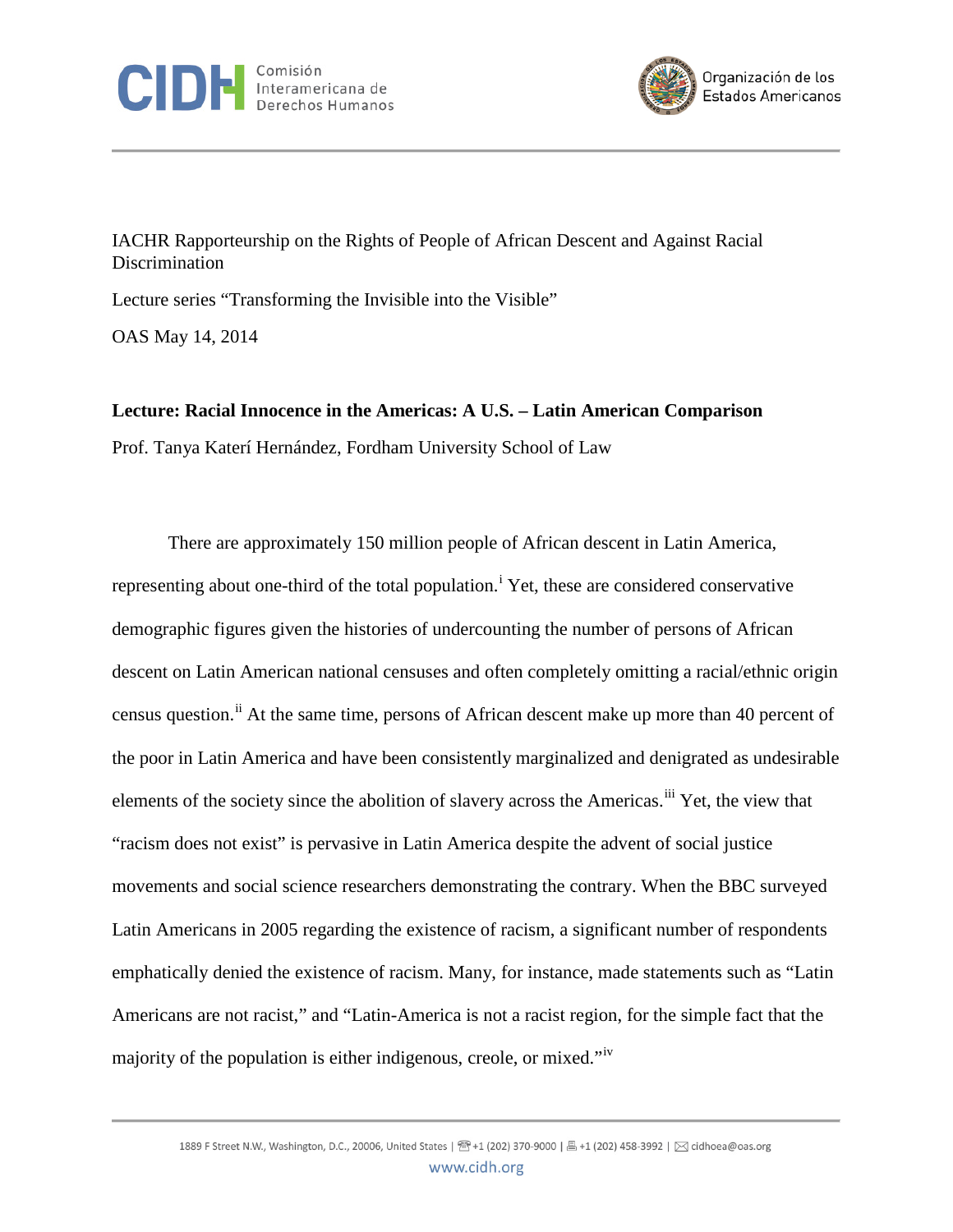IACHR Rapporteurship on the Rights of People of African Descent and Against Racial Discrimination

Lecture series "Transforming the Invisible into the Visible"

OAS May 14, 2014

**Lecture: Racial Innocence in the Americas: A U.S. – Latin American Comparison**

Prof. Tanya Katerí Hernández, Fordham University School of Law

There are approximately 150 million people of African descent in Latin America, representing about one-third of the total population.[i] Yet, these are considered conservative demographic figures given the histories of undercounting the number of persons of African descent on Latin American national censuses and often completely omitting a racial/ethnic origin census question.[ii] At the same time, persons of African descent make up more than 40 percent of the poor in Latin America and have been consistently marginalized and denigrated as undesirable elements of the society since the abolition of slavery across the Americas.[iii] Yet, the view that "racism does not exist" is pervasive in Latin America despite the advent of social justice movements and social science researchers demonstrating the contrary. When the BBC surveyed Latin Americans in 2005 regarding the existence of racism, a significant number of respondents emphatically denied the existence of racism. Many, for instance, made statements such as "Latin Americans are not racist," and "Latin-America is not a racist region, for the simple fact that the majority of the population is either indigenous, creole, or mixed."[iv]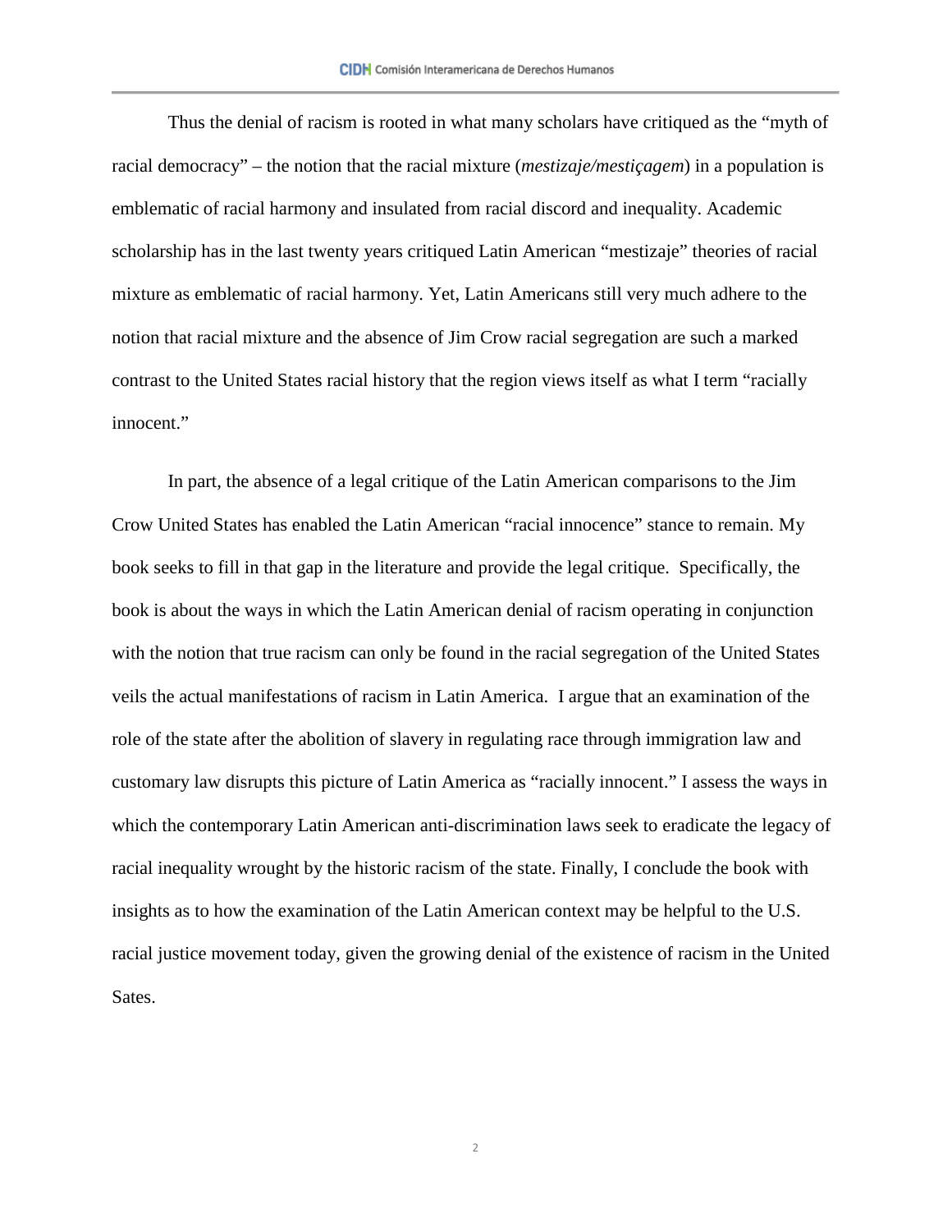Thus the denial of racism is rooted in what many scholars have critiqued as the "myth of racial democracy" – the notion that the racial mixture (*mestizaje/mestiçagem*) in a population is emblematic of racial harmony and insulated from racial discord and inequality. Academic scholarship has in the last twenty years critiqued Latin American "mestizaje" theories of racial mixture as emblematic of racial harmony. Yet, Latin Americans still very much adhere to the notion that racial mixture and the absence of Jim Crow racial segregation are such a marked contrast to the United States racial history that the region views itself as what I term "racially innocent."

In part, the absence of a legal critique of the Latin American comparisons to the Jim Crow United States has enabled the Latin American "racial innocence" stance to remain. My book seeks to fill in that gap in the literature and provide the legal critique. Specifically, the book is about the ways in which the Latin American denial of racism operating in conjunction with the notion that true racism can only be found in the racial segregation of the United States veils the actual manifestations of racism in Latin America. I argue that an examination of the role of the state after the abolition of slavery in regulating race through immigration law and customary law disrupts this picture of Latin America as "racially innocent." I assess the ways in which the contemporary Latin American anti-discrimination laws seek to eradicate the legacy of racial inequality wrought by the historic racism of the state. Finally, I conclude the book with insights as to how the examination of the Latin American context may be helpful to the U.S. racial justice movement today, given the growing denial of the existence of racism in the United Sates.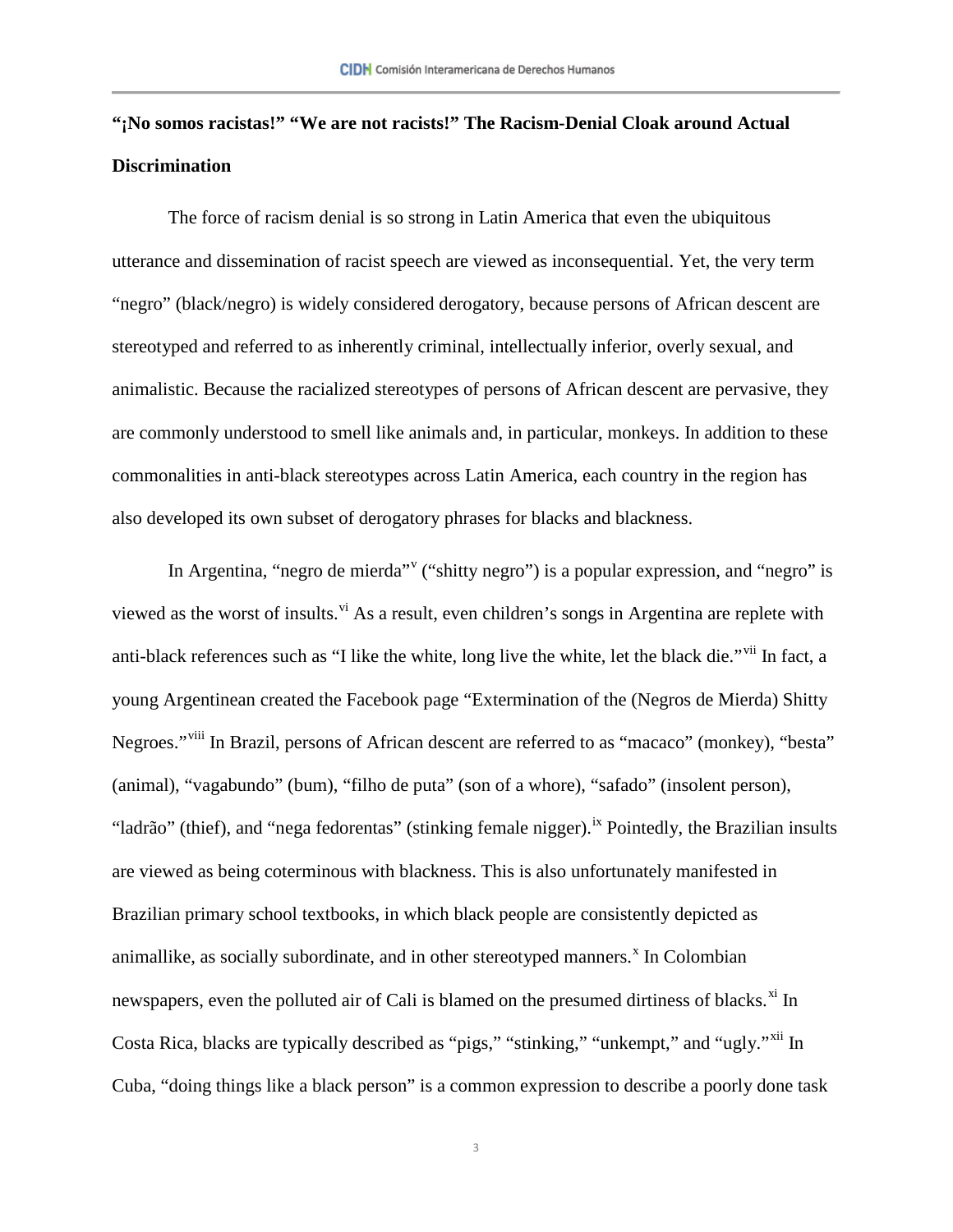**"¡No somos racistas!" "We are not racists!" The Racism-Denial Cloak around Actual Discrimination**

The force of racism denial is so strong in Latin America that even the ubiquitous utterance and dissemination of racist speech are viewed as inconsequential. Yet, the very term "negro" (black/negro) is widely considered derogatory, because persons of African descent are stereotyped and referred to as inherently criminal, intellectually inferior, overly sexual, and animalistic. Because the racialized stereotypes of persons of African descent are pervasive, they are commonly understood to smell like animals and, in particular, monkeys. In addition to these commonalities in anti-black stereotypes across Latin America, each country in the region has also developed its own subset of derogatory phrases for blacks and blackness.

In Argentina, "negro de mierda"[v] ("shitty negro") is a popular expression, and "negro" is viewed as the worst of insults.[vi] As a result, even children's songs in Argentina are replete with anti-black references such as "I like the white, long live the white, let the black die."[vii] In fact, a young Argentinean created the Facebook page "Extermination of the (Negros de Mierda) Shitty Negroes."[viii] In Brazil, persons of African descent are referred to as "macaco" (monkey), "besta" (animal), "vagabundo" (bum), "filho de puta" (son of a whore), "safado" (insolent person), "ladrão" (thief), and "nega fedorentas" (stinking female nigger).[ix] Pointedly, the Brazilian insults are viewed as being coterminous with blackness. This is also unfortunately manifested in Brazilian primary school textbooks, in which black people are consistently depicted as animallike, as socially subordinate, and in other stereotyped manners.[x] In Colombian newspapers, even the polluted air of Cali is blamed on the presumed dirtiness of blacks.[xi] In Costa Rica, blacks are typically described as "pigs," "stinking," "unkempt," and "ugly."[xii] In Cuba, "doing things like a black person" is a common expression to describe a poorly done task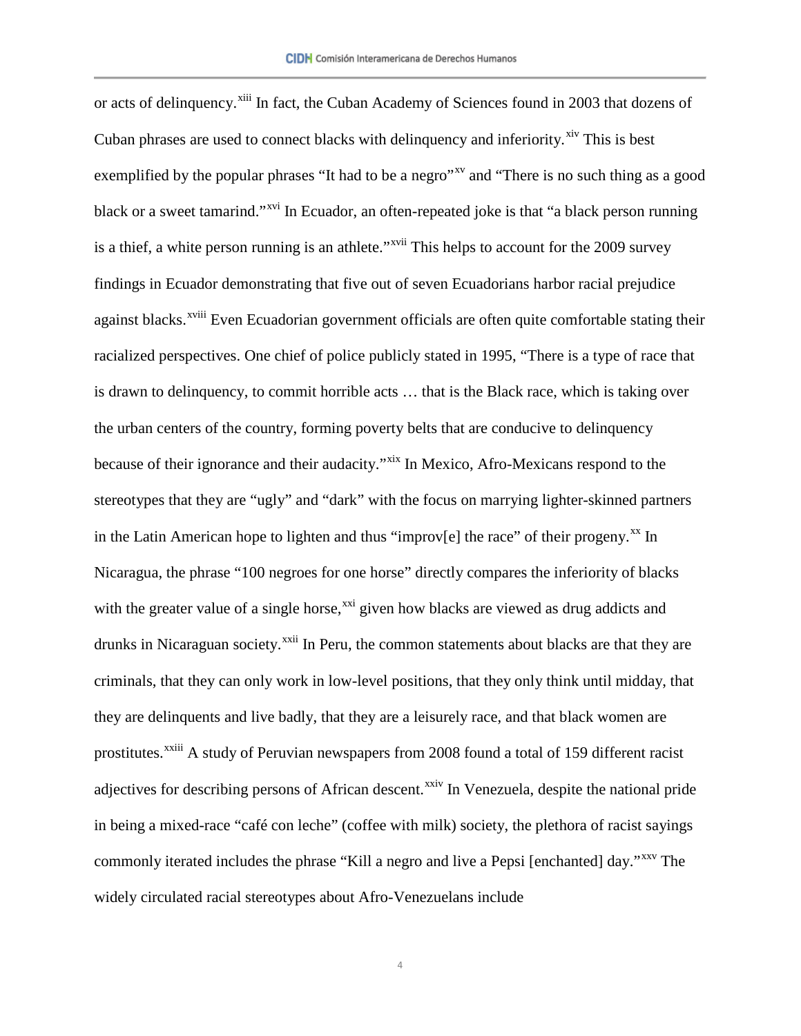or acts of delinquency.[xiii] In fact, the Cuban Academy of Sciences found in 2003 that dozens of Cuban phrases are used to connect blacks with delinquency and inferiority.[xiv] This is best exemplified by the popular phrases "It had to be a negro"[xv] and "There is no such thing as a good black or a sweet tamarind."[xvi] In Ecuador, an often-repeated joke is that "a black person running is a thief, a white person running is an athlete."[xvii] This helps to account for the 2009 survey findings in Ecuador demonstrating that five out of seven Ecuadorians harbor racial prejudice against blacks.[xviii] Even Ecuadorian government officials are often quite comfortable stating their racialized perspectives. One chief of police publicly stated in 1995, "There is a type of race that is drawn to delinquency, to commit horrible acts … that is the Black race, which is taking over the urban centers of the country, forming poverty belts that are conducive to delinquency because of their ignorance and their audacity."[xix] In Mexico, Afro-Mexicans respond to the stereotypes that they are "ugly" and "dark" with the focus on marrying lighter-skinned partners in the Latin American hope to lighten and thus "improv[e] the race" of their progeny.[xx] In Nicaragua, the phrase "100 negroes for one horse" directly compares the inferiority of blacks with the greater value of a single horse,[xxi] given how blacks are viewed as drug addicts and drunks in Nicaraguan society.[xxii] In Peru, the common statements about blacks are that they are criminals, that they can only work in low-level positions, that they only think until midday, that they are delinquents and live badly, that they are a leisurely race, and that black women are prostitutes.[xxiii] A study of Peruvian newspapers from 2008 found a total of 159 different racist adjectives for describing persons of African descent.[xxiv] In Venezuela, despite the national pride in being a mixed-race "café con leche" (coffee with milk) society, the plethora of racist sayings commonly iterated includes the phrase "Kill a negro and live a Pepsi [enchanted] day."[xxv] The widely circulated racial stereotypes about Afro-Venezuelans include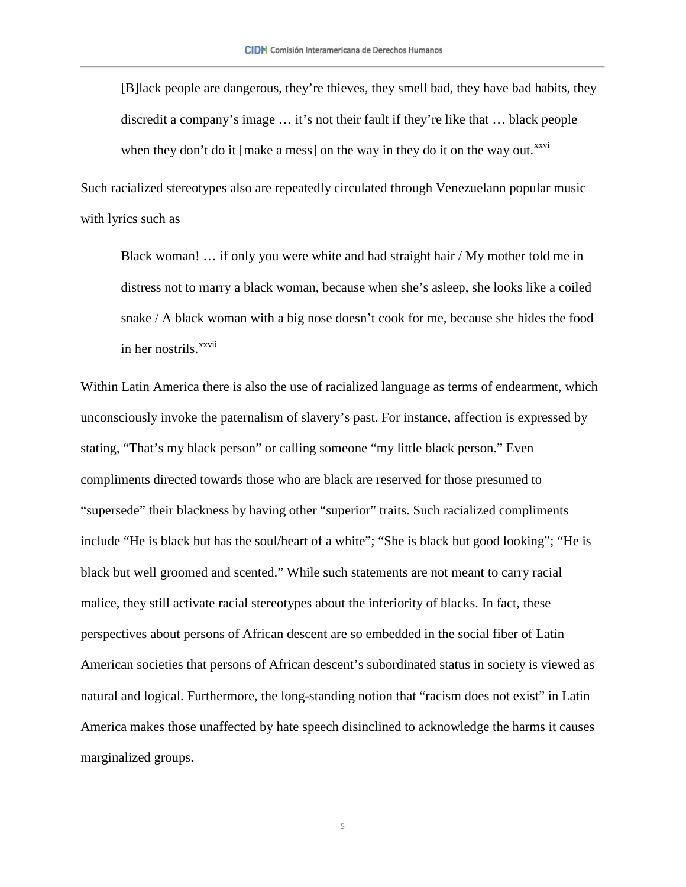> [B]lack people are dangerous, they're thieves, they smell bad, they have bad habits, they discredit a company's image … it's not their fault if they're like that … black people when they don't do it [make a mess] on the way in they do it on the way out.[xxvi]

Such racialized stereotypes also are repeatedly circulated through Venezuelann popular music with lyrics such as

> Black woman! … if only you were white and had straight hair / My mother told me in distress not to marry a black woman, because when she's asleep, she looks like a coiled snake / A black woman with a big nose doesn't cook for me, because she hides the food in her nostrils.[xxvii]

Within Latin America there is also the use of racialized language as terms of endearment, which unconsciously invoke the paternalism of slavery's past. For instance, affection is expressed by stating, "That's my black person" or calling someone "my little black person." Even compliments directed towards those who are black are reserved for those presumed to "supersede" their blackness by having other "superior" traits. Such racialized compliments include "He is black but has the soul/heart of a white"; "She is black but good looking"; "He is black but well groomed and scented." While such statements are not meant to carry racial malice, they still activate racial stereotypes about the inferiority of blacks. In fact, these perspectives about persons of African descent are so embedded in the social fiber of Latin American societies that persons of African descent's subordinated status in society is viewed as natural and logical. Furthermore, the long-standing notion that "racism does not exist" in Latin America makes those unaffected by hate speech disinclined to acknowledge the harms it causes marginalized groups.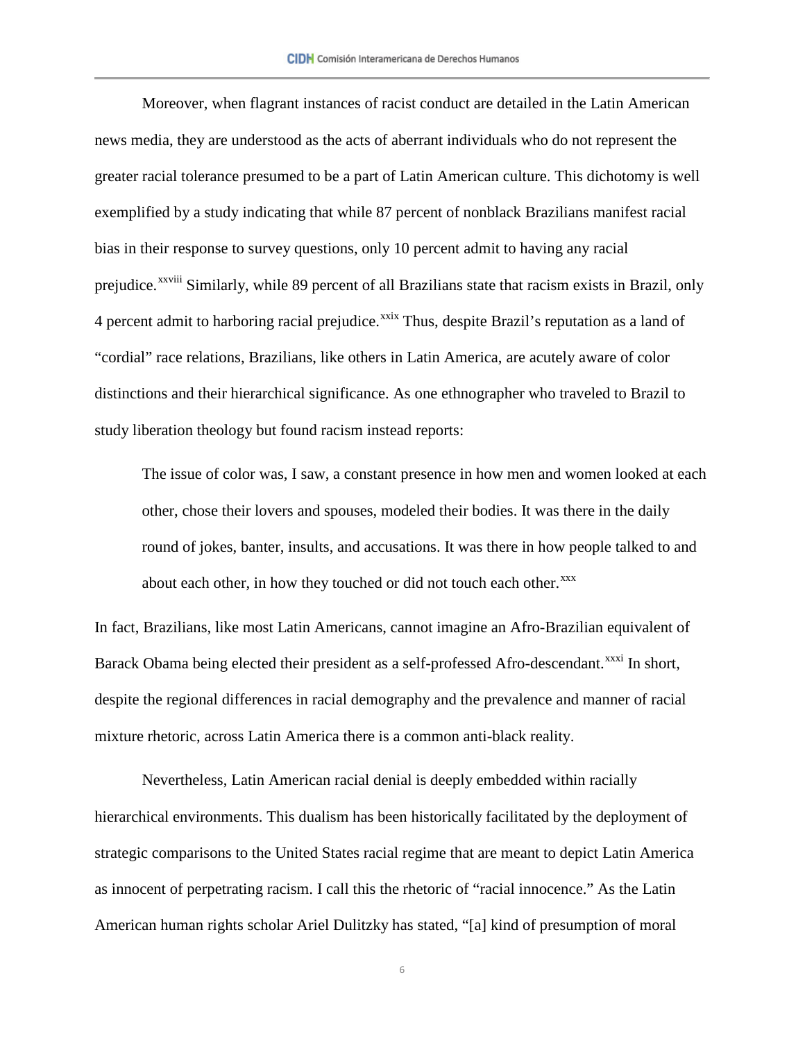Moreover, when flagrant instances of racist conduct are detailed in the Latin American news media, they are understood as the acts of aberrant individuals who do not represent the greater racial tolerance presumed to be a part of Latin American culture. This dichotomy is well exemplified by a study indicating that while 87 percent of nonblack Brazilians manifest racial bias in their response to survey questions, only 10 percent admit to having any racial prejudice.[xxviii] Similarly, while 89 percent of all Brazilians state that racism exists in Brazil, only 4 percent admit to harboring racial prejudice.[xxix] Thus, despite Brazil's reputation as a land of "cordial" race relations, Brazilians, like others in Latin America, are acutely aware of color distinctions and their hierarchical significance. As one ethnographer who traveled to Brazil to study liberation theology but found racism instead reports:

> The issue of color was, I saw, a constant presence in how men and women looked at each other, chose their lovers and spouses, modeled their bodies. It was there in the daily round of jokes, banter, insults, and accusations. It was there in how people talked to and about each other, in how they touched or did not touch each other.[xxx]

In fact, Brazilians, like most Latin Americans, cannot imagine an Afro-Brazilian equivalent of Barack Obama being elected their president as a self-professed Afro-descendant.[xxxi] In short, despite the regional differences in racial demography and the prevalence and manner of racial mixture rhetoric, across Latin America there is a common anti-black reality.

Nevertheless, Latin American racial denial is deeply embedded within racially hierarchical environments. This dualism has been historically facilitated by the deployment of strategic comparisons to the United States racial regime that are meant to depict Latin America as innocent of perpetrating racism. I call this the rhetoric of "racial innocence." As the Latin American human rights scholar Ariel Dulitzky has stated, "[a] kind of presumption of moral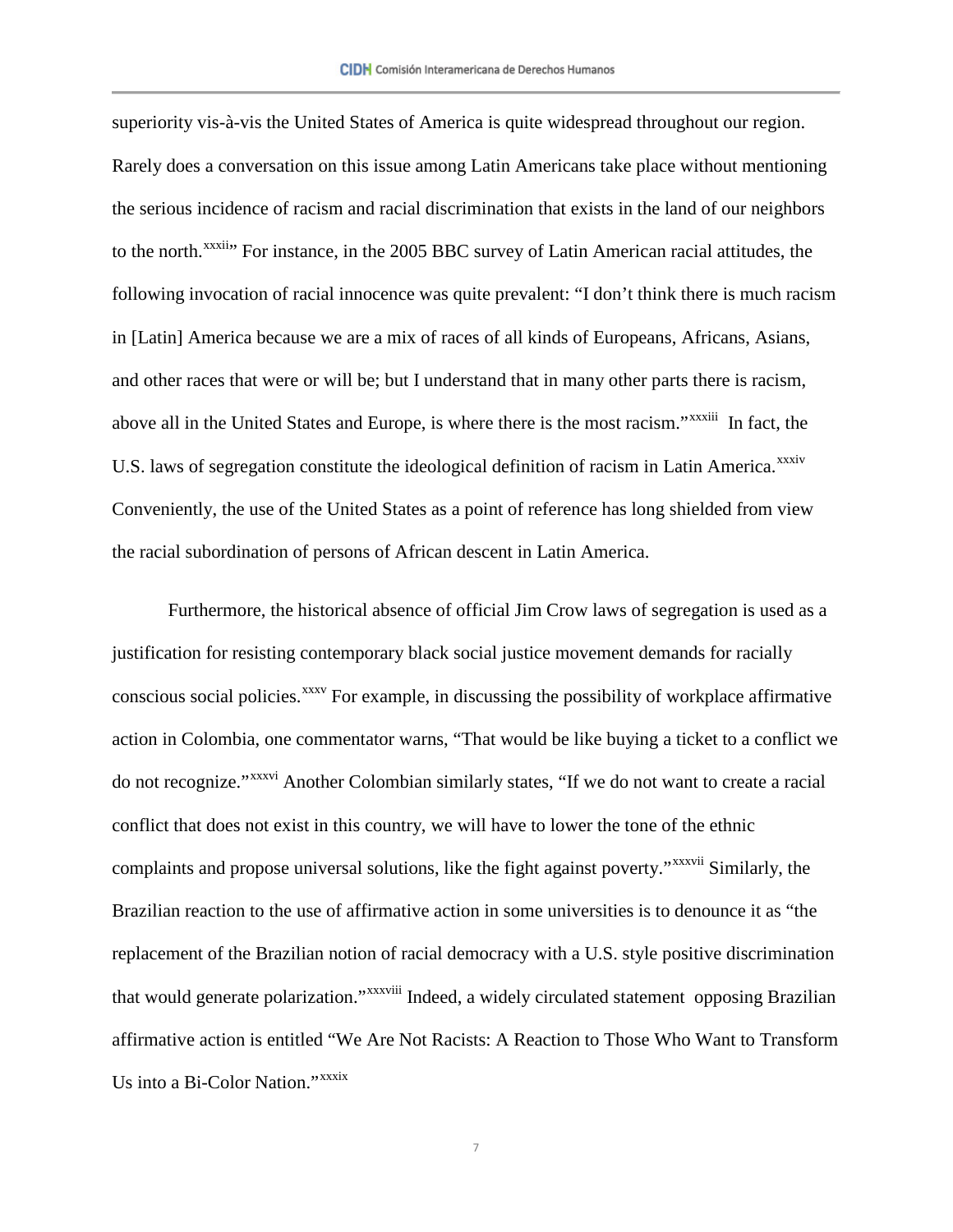superiority vis-à-vis the United States of America is quite widespread throughout our region. Rarely does a conversation on this issue among Latin Americans take place without mentioning the serious incidence of racism and racial discrimination that exists in the land of our neighbors to the north.[xxxii]" For instance, in the 2005 BBC survey of Latin American racial attitudes, the following invocation of racial innocence was quite prevalent: "I don't think there is much racism in [Latin] America because we are a mix of races of all kinds of Europeans, Africans, Asians, and other races that were or will be; but I understand that in many other parts there is racism, above all in the United States and Europe, is where there is the most racism."[xxxiii] In fact, the U.S. laws of segregation constitute the ideological definition of racism in Latin America.[xxxiv] Conveniently, the use of the United States as a point of reference has long shielded from view the racial subordination of persons of African descent in Latin America.

Furthermore, the historical absence of official Jim Crow laws of segregation is used as a justification for resisting contemporary black social justice movement demands for racially conscious social policies.[xxxv] For example, in discussing the possibility of workplace affirmative action in Colombia, one commentator warns, "That would be like buying a ticket to a conflict we do not recognize."[xxxvi] Another Colombian similarly states, "If we do not want to create a racial conflict that does not exist in this country, we will have to lower the tone of the ethnic complaints and propose universal solutions, like the fight against poverty."[xxxvii] Similarly, the Brazilian reaction to the use of affirmative action in some universities is to denounce it as "the replacement of the Brazilian notion of racial democracy with a U.S. style positive discrimination that would generate polarization."[xxxviii] Indeed, a widely circulated statement opposing Brazilian affirmative action is entitled "We Are Not Racists: A Reaction to Those Who Want to Transform Us into a Bi-Color Nation."[xxxix]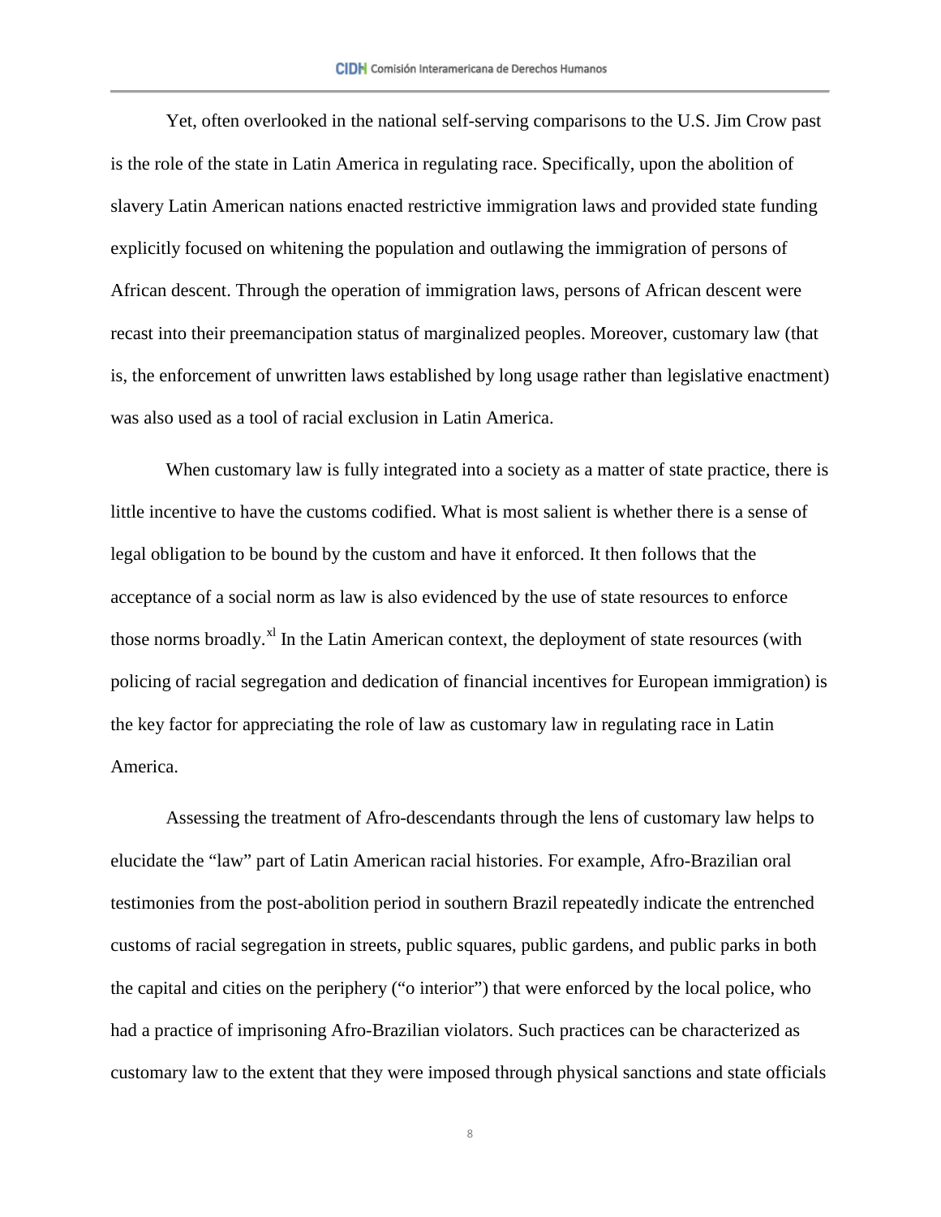Yet, often overlooked in the national self-serving comparisons to the U.S. Jim Crow past is the role of the state in Latin America in regulating race. Specifically, upon the abolition of slavery Latin American nations enacted restrictive immigration laws and provided state funding explicitly focused on whitening the population and outlawing the immigration of persons of African descent. Through the operation of immigration laws, persons of African descent were recast into their preemancipation status of marginalized peoples. Moreover, customary law (that is, the enforcement of unwritten laws established by long usage rather than legislative enactment) was also used as a tool of racial exclusion in Latin America.

When customary law is fully integrated into a society as a matter of state practice, there is little incentive to have the customs codified. What is most salient is whether there is a sense of legal obligation to be bound by the custom and have it enforced. It then follows that the acceptance of a social norm as law is also evidenced by the use of state resources to enforce those norms broadly.[xl] In the Latin American context, the deployment of state resources (with policing of racial segregation and dedication of financial incentives for European immigration) is the key factor for appreciating the role of law as customary law in regulating race in Latin America.

Assessing the treatment of Afro-descendants through the lens of customary law helps to elucidate the "law" part of Latin American racial histories. For example, Afro-Brazilian oral testimonies from the post-abolition period in southern Brazil repeatedly indicate the entrenched customs of racial segregation in streets, public squares, public gardens, and public parks in both the capital and cities on the periphery ("o interior") that were enforced by the local police, who had a practice of imprisoning Afro-Brazilian violators. Such practices can be characterized as customary law to the extent that they were imposed through physical sanctions and state officials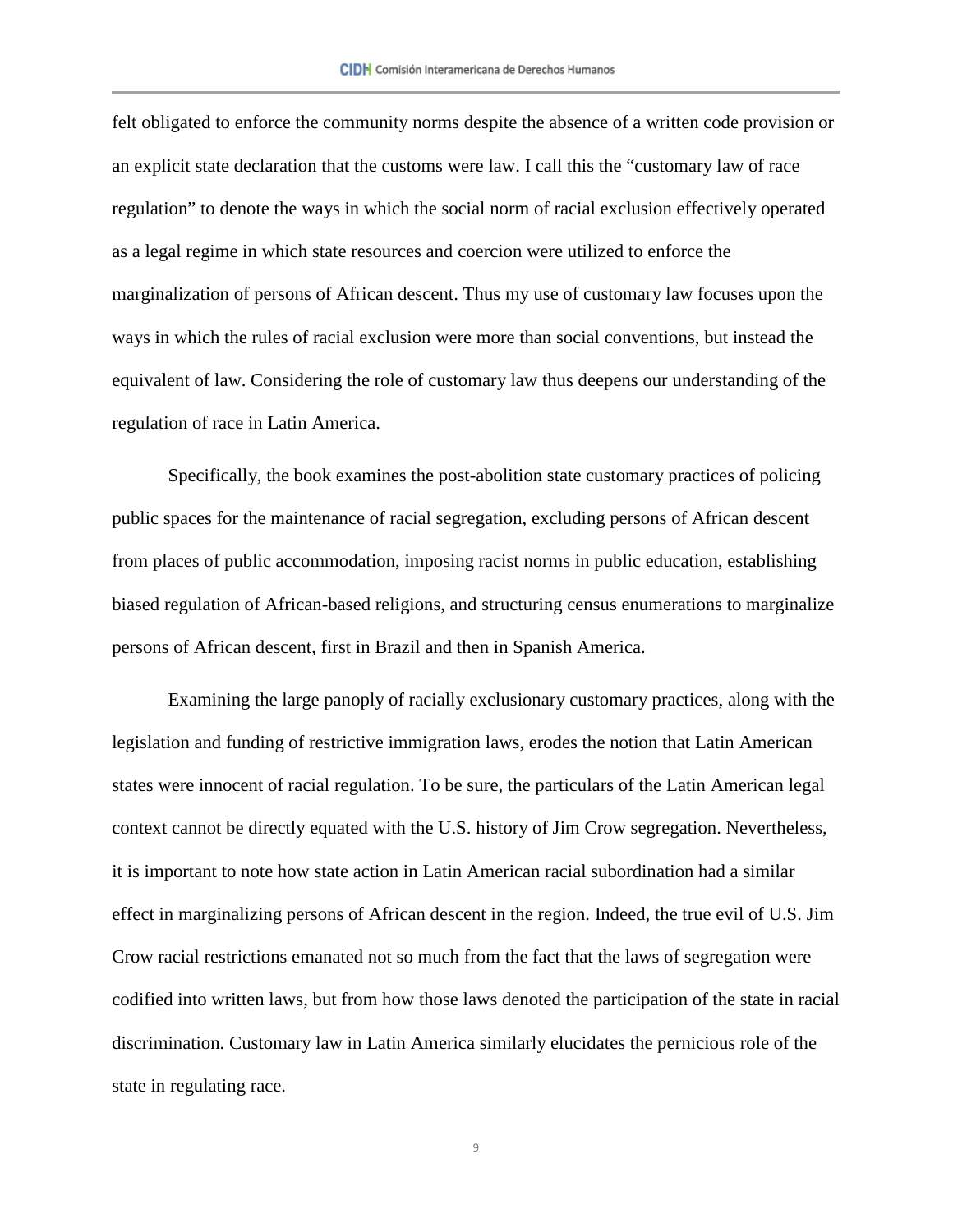felt obligated to enforce the community norms despite the absence of a written code provision or an explicit state declaration that the customs were law. I call this the "customary law of race regulation" to denote the ways in which the social norm of racial exclusion effectively operated as a legal regime in which state resources and coercion were utilized to enforce the marginalization of persons of African descent. Thus my use of customary law focuses upon the ways in which the rules of racial exclusion were more than social conventions, but instead the equivalent of law. Considering the role of customary law thus deepens our understanding of the regulation of race in Latin America.

Specifically, the book examines the post-abolition state customary practices of policing public spaces for the maintenance of racial segregation, excluding persons of African descent from places of public accommodation, imposing racist norms in public education, establishing biased regulation of African-based religions, and structuring census enumerations to marginalize persons of African descent, first in Brazil and then in Spanish America.

Examining the large panoply of racially exclusionary customary practices, along with the legislation and funding of restrictive immigration laws, erodes the notion that Latin American states were innocent of racial regulation. To be sure, the particulars of the Latin American legal context cannot be directly equated with the U.S. history of Jim Crow segregation. Nevertheless, it is important to note how state action in Latin American racial subordination had a similar effect in marginalizing persons of African descent in the region. Indeed, the true evil of U.S. Jim Crow racial restrictions emanated not so much from the fact that the laws of segregation were codified into written laws, but from how those laws denoted the participation of the state in racial discrimination. Customary law in Latin America similarly elucidates the pernicious role of the state in regulating race.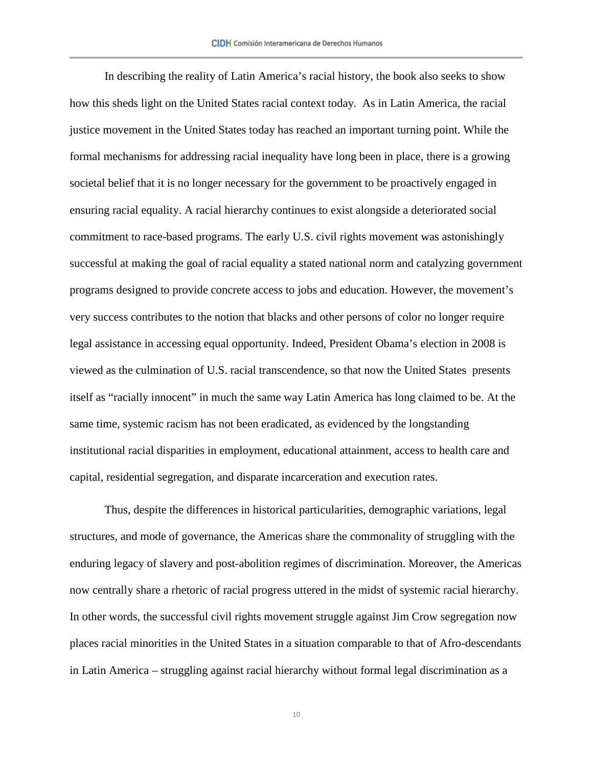In describing the reality of Latin America's racial history, the book also seeks to show how this sheds light on the United States racial context today. As in Latin America, the racial justice movement in the United States today has reached an important turning point. While the formal mechanisms for addressing racial inequality have long been in place, there is a growing societal belief that it is no longer necessary for the government to be proactively engaged in ensuring racial equality. A racial hierarchy continues to exist alongside a deteriorated social commitment to race-based programs. The early U.S. civil rights movement was astonishingly successful at making the goal of racial equality a stated national norm and catalyzing government programs designed to provide concrete access to jobs and education. However, the movement's very success contributes to the notion that blacks and other persons of color no longer require legal assistance in accessing equal opportunity. Indeed, President Obama's election in 2008 is viewed as the culmination of U.S. racial transcendence, so that now the United States presents itself as "racially innocent" in much the same way Latin America has long claimed to be. At the same time, systemic racism has not been eradicated, as evidenced by the longstanding institutional racial disparities in employment, educational attainment, access to health care and capital, residential segregation, and disparate incarceration and execution rates.

Thus, despite the differences in historical particularities, demographic variations, legal structures, and mode of governance, the Americas share the commonality of struggling with the enduring legacy of slavery and post-abolition regimes of discrimination. Moreover, the Americas now centrally share a rhetoric of racial progress uttered in the midst of systemic racial hierarchy. In other words, the successful civil rights movement struggle against Jim Crow segregation now places racial minorities in the United States in a situation comparable to that of Afro-descendants in Latin America – struggling against racial hierarchy without formal legal discrimination as a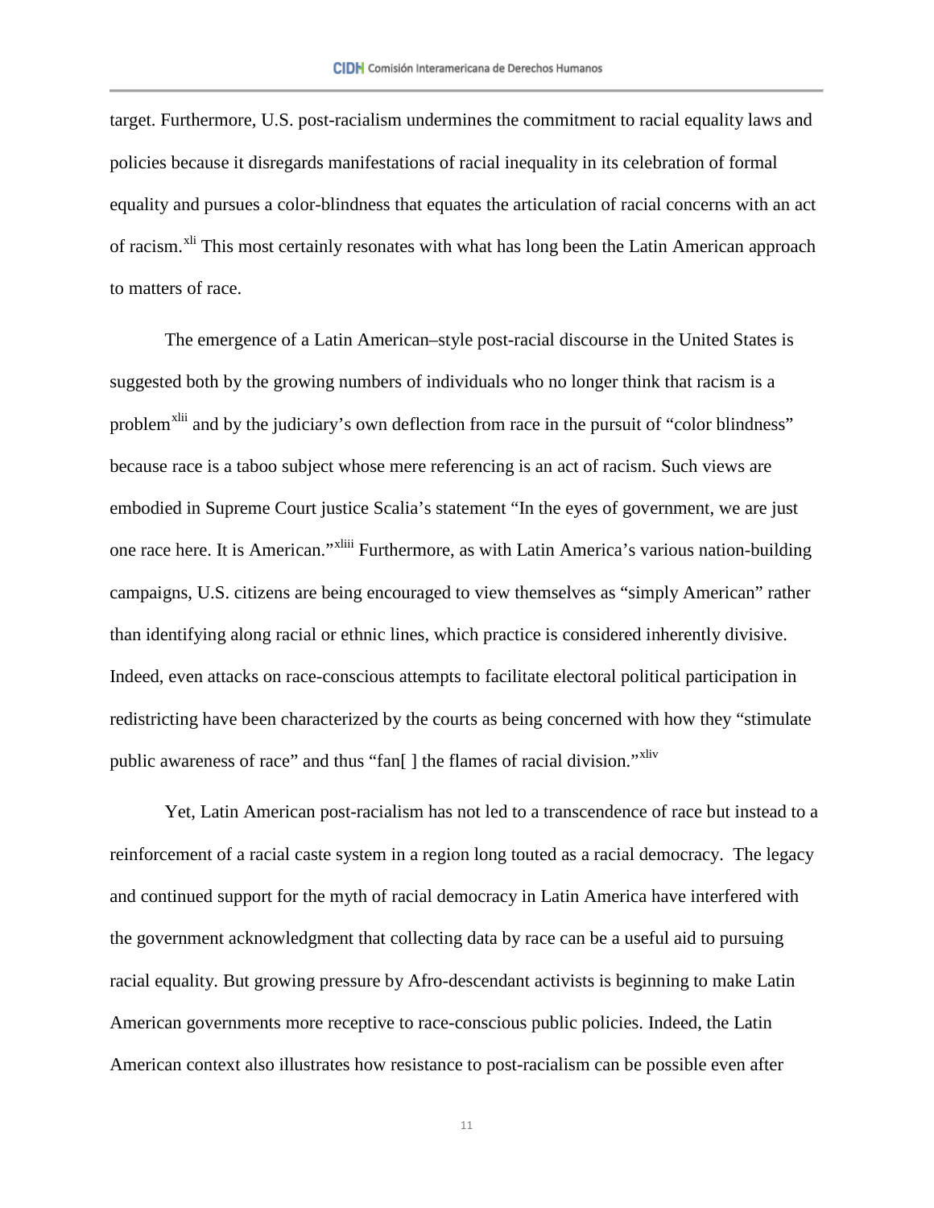target. Furthermore, U.S. post-racialism undermines the commitment to racial equality laws and policies because it disregards manifestations of racial inequality in its celebration of formal equality and pursues a color-blindness that equates the articulation of racial concerns with an act of racism.[xli] This most certainly resonates with what has long been the Latin American approach to matters of race.

The emergence of a Latin American–style post-racial discourse in the United States is suggested both by the growing numbers of individuals who no longer think that racism is a problem[xlii] and by the judiciary's own deflection from race in the pursuit of "color blindness" because race is a taboo subject whose mere referencing is an act of racism. Such views are embodied in Supreme Court justice Scalia's statement "In the eyes of government, we are just one race here. It is American."[xliii] Furthermore, as with Latin America's various nation-building campaigns, U.S. citizens are being encouraged to view themselves as "simply American" rather than identifying along racial or ethnic lines, which practice is considered inherently divisive. Indeed, even attacks on race-conscious attempts to facilitate electoral political participation in redistricting have been characterized by the courts as being concerned with how they "stimulate public awareness of race" and thus "fan[ ] the flames of racial division."[xliv]

Yet, Latin American post-racialism has not led to a transcendence of race but instead to a reinforcement of a racial caste system in a region long touted as a racial democracy. The legacy and continued support for the myth of racial democracy in Latin America have interfered with the government acknowledgment that collecting data by race can be a useful aid to pursuing racial equality. But growing pressure by Afro-descendant activists is beginning to make Latin American governments more receptive to race-conscious public policies. Indeed, the Latin American context also illustrates how resistance to post-racialism can be possible even after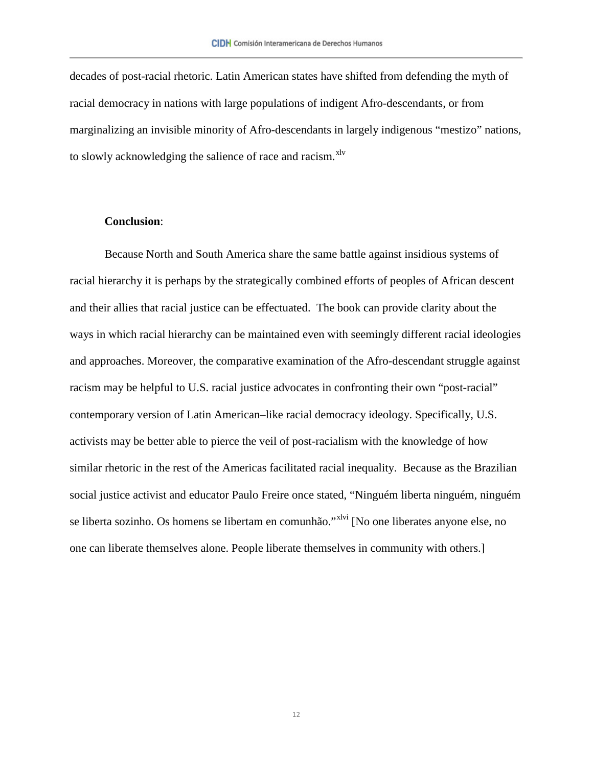decades of post-racial rhetoric. Latin American states have shifted from defending the myth of racial democracy in nations with large populations of indigent Afro-descendants, or from marginalizing an invisible minority of Afro-descendants in largely indigenous "mestizo" nations, to slowly acknowledging the salience of race and racism.[xlv]

**Conclusion**:

Because North and South America share the same battle against insidious systems of racial hierarchy it is perhaps by the strategically combined efforts of peoples of African descent and their allies that racial justice can be effectuated. The book can provide clarity about the ways in which racial hierarchy can be maintained even with seemingly different racial ideologies and approaches. Moreover, the comparative examination of the Afro-descendant struggle against racism may be helpful to U.S. racial justice advocates in confronting their own "post-racial" contemporary version of Latin American–like racial democracy ideology. Specifically, U.S. activists may be better able to pierce the veil of post-racialism with the knowledge of how similar rhetoric in the rest of the Americas facilitated racial inequality. Because as the Brazilian social justice activist and educator Paulo Freire once stated, "Ninguém liberta ninguém, ninguém se liberta sozinho. Os homens se libertam en comunhão."[xlvi] [No one liberates anyone else, no one can liberate themselves alone. People liberate themselves in community with others.]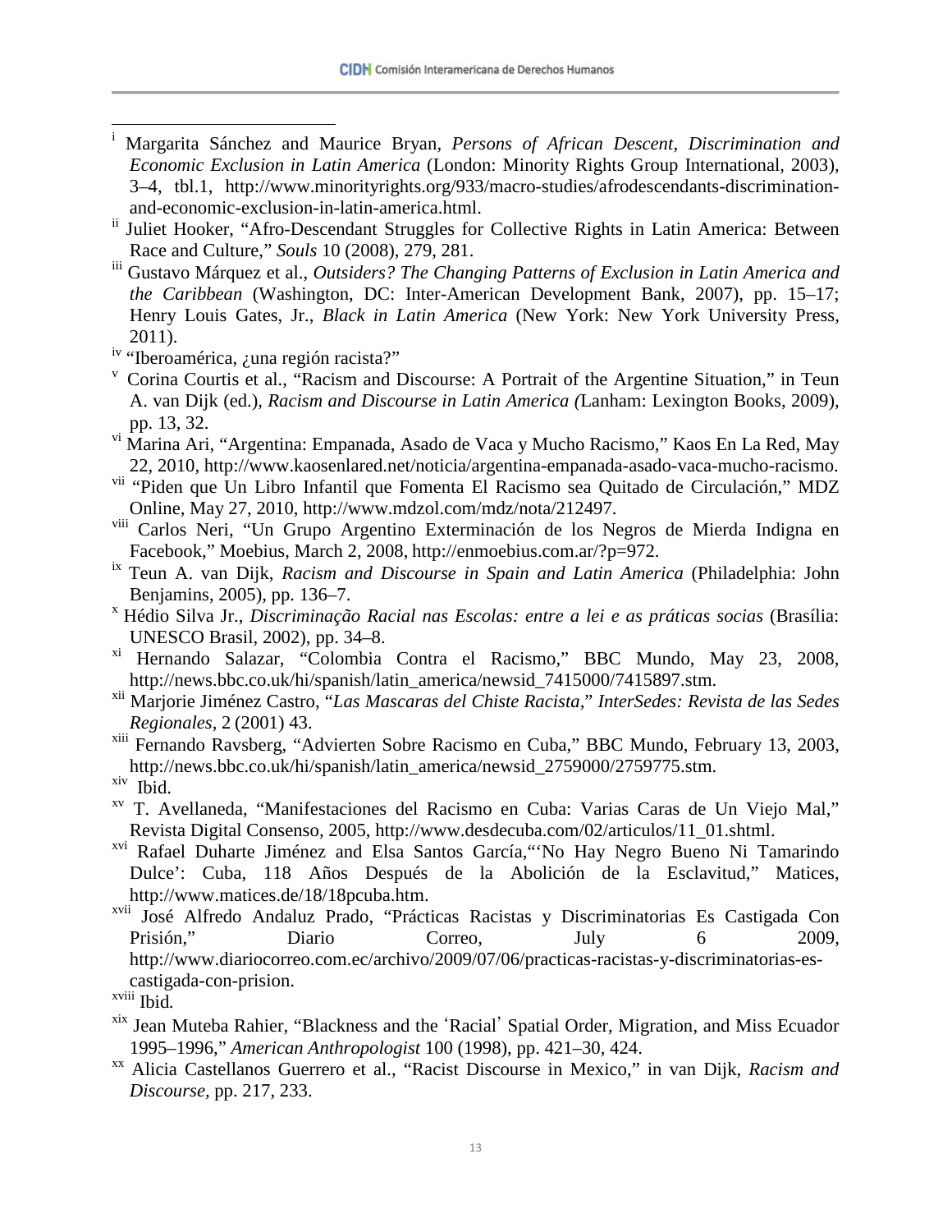[i] Margarita Sánchez and Maurice Bryan, *Persons of African Descent, Discrimination and Economic Exclusion in Latin America* (London: Minority Rights Group International, 2003), 3–4, tbl.1, http://www.minorityrights.org/933/macro-studies/afrodescendants-discrimination-and-economic-exclusion-in-latin-america.html.

[ii] Juliet Hooker, "Afro-Descendant Struggles for Collective Rights in Latin America: Between Race and Culture," *Souls* 10 (2008), 279, 281.

[iii] Gustavo Márquez et al., *Outsiders? The Changing Patterns of Exclusion in Latin America and the Caribbean* (Washington, DC: Inter-American Development Bank, 2007), pp. 15–17; Henry Louis Gates, Jr., *Black in Latin America* (New York: New York University Press, 2011).

[iv] "Iberoamérica, ¿una región racista?"

[v] Corina Courtis et al., "Racism and Discourse: A Portrait of the Argentine Situation," in Teun A. van Dijk (ed.), *Racism and Discourse in Latin America (*Lanham: Lexington Books, 2009), pp. 13, 32.

[vi] Marina Ari, "Argentina: Empanada, Asado de Vaca y Mucho Racismo," Kaos En La Red, May 22, 2010, http://www.kaosenlared.net/noticia/argentina-empanada-asado-vaca-mucho-racismo.

[vii] "Piden que Un Libro Infantil que Fomenta El Racismo sea Quitado de Circulación," MDZ Online, May 27, 2010, http://www.mdzol.com/mdz/nota/212497.

[viii] Carlos Neri, "Un Grupo Argentino Exterminación de los Negros de Mierda Indigna en Facebook," Moebius, March 2, 2008, http://enmoebius.com.ar/?p=972.

[ix] Teun A. van Dijk, *Racism and Discourse in Spain and Latin America* (Philadelphia: John Benjamins, 2005), pp. 136–7.

[x] Hédio Silva Jr., *Discriminação Racial nas Escolas: entre a lei e as práticas socias* (Brasília: UNESCO Brasil, 2002), pp. 34–8.

[xi] Hernando Salazar, "Colombia Contra el Racismo," BBC Mundo, May 23, 2008, http://news.bbc.co.uk/hi/spanish/latin_america/newsid_7415000/7415897.stm.

[xii] Marjorie Jiménez Castro, "*Las Mascaras del Chiste Racista*," *InterSedes: Revista de las Sedes Regionales*, 2 (2001) 43.

[xiii] Fernando Ravsberg, "Advierten Sobre Racismo en Cuba," BBC Mundo, February 13, 2003, http://news.bbc.co.uk/hi/spanish/latin_america/newsid_2759000/2759775.stm.

[xiv] Ibid.

[xv] T. Avellaneda, "Manifestaciones del Racismo en Cuba: Varias Caras de Un Viejo Mal," Revista Digital Consenso, 2005, http://www.desdecuba.com/02/articulos/11_01.shtml.

[xvi] Rafael Duharte Jiménez and Elsa Santos García,"'No Hay Negro Bueno Ni Tamarindo Dulce': Cuba, 118 Años Después de la Abolición de la Esclavitud," Matices, http://www.matices.de/18/18pcuba.htm.

[xvii] José Alfredo Andaluz Prado, "Prácticas Racistas y Discriminatorias Es Castigada Con Prisión," Diario Correo, July 6 2009, http://www.diariocorreo.com.ec/archivo/2009/07/06/practicas-racistas-y-discriminatorias-es-castigada-con-prision.

[xviii] Ibid*.*

[xix] Jean Muteba Rahier, "Blackness and the 'Racial' Spatial Order, Migration, and Miss Ecuador 1995–1996," *American Anthropologist* 100 (1998), pp. 421–30, 424.

[xx] Alicia Castellanos Guerrero et al., "Racist Discourse in Mexico," in van Dijk, *Racism and Discourse,* pp. 217, 233.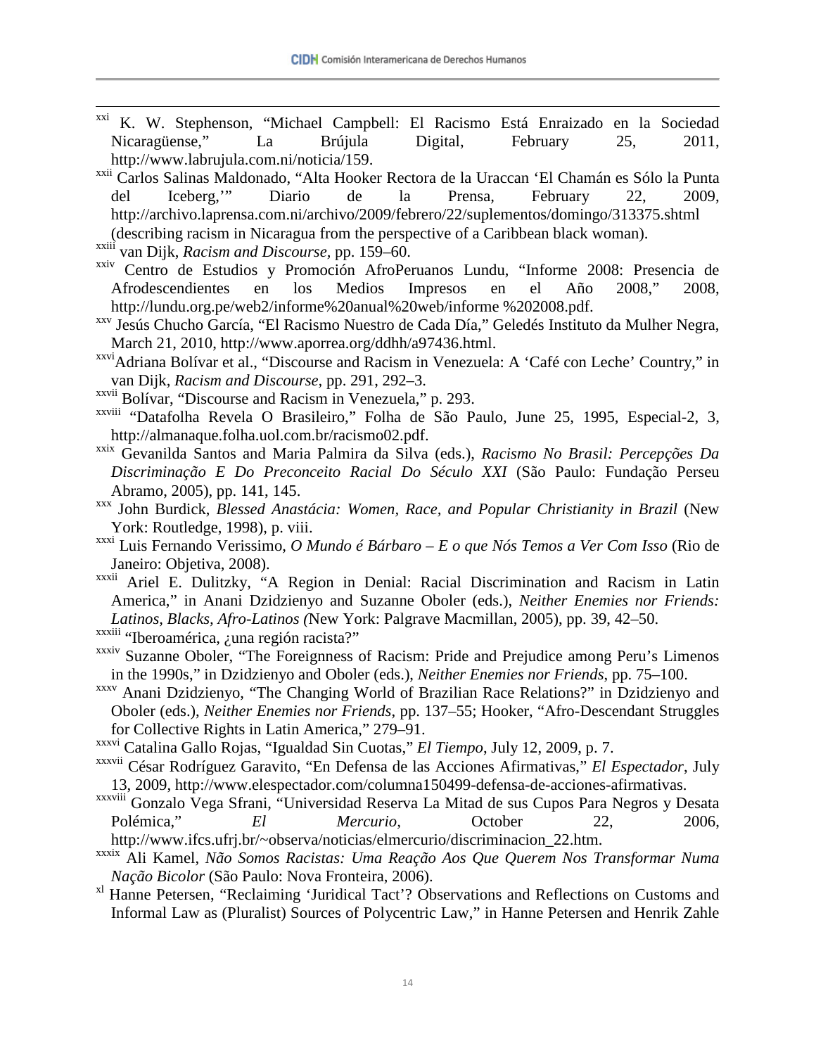[xxi] K. W. Stephenson, "Michael Campbell: El Racismo Está Enraizado en la Sociedad Nicaragüense," La Brújula Digital, February 25, 2011, http://www.labrujula.com.ni/noticia/159.

[xxii] Carlos Salinas Maldonado, "Alta Hooker Rectora de la Uraccan 'El Chamán es Sólo la Punta del Iceberg,'" Diario de la Prensa, February 22, 2009, http://archivo.laprensa.com.ni/archivo/2009/febrero/22/suplementos/domingo/313375.shtml (describing racism in Nicaragua from the perspective of a Caribbean black woman).

[xxiii] van Dijk, *Racism and Discourse,* pp. 159–60.

[xxiv] Centro de Estudios y Promoción AfroPeruanos Lundu, "Informe 2008: Presencia de Afrodescendientes en los Medios Impresos en el Año 2008," 2008, http://lundu.org.pe/web2/informe%20anual%20web/informe %202008.pdf.

[xxv] Jesús Chucho García, "El Racismo Nuestro de Cada Día," Geledés Instituto da Mulher Negra, March 21, 2010, http://www.aporrea.org/ddhh/a97436.html.

[xxvi] Adriana Bolívar et al., "Discourse and Racism in Venezuela: A 'Café con Leche' Country," in van Dijk, *Racism and Discourse,* pp. 291, 292–3.

[xxvii] Bolívar, "Discourse and Racism in Venezuela," p. 293.

[xxviii] "Datafolha Revela O Brasileiro," Folha de São Paulo, June 25, 1995, Especial-2, 3, http://almanaque.folha.uol.com.br/racismo02.pdf.

[xxix] Gevanilda Santos and Maria Palmira da Silva (eds.), *Racismo No Brasil: Percepções Da Discriminação E Do Preconceito Racial Do Século XXI* (São Paulo: Fundação Perseu Abramo, 2005), pp. 141, 145.

[xxx] John Burdick, *Blessed Anastácia: Women, Race, and Popular Christianity in Brazil* (New York: Routledge, 1998), p. viii.

[xxxi] Luis Fernando Verissimo, *O Mundo é Bárbaro – E o que Nós Temos a Ver Com Isso* (Rio de Janeiro: Objetiva, 2008).

[xxxii] Ariel E. Dulitzky, "A Region in Denial: Racial Discrimination and Racism in Latin America," in Anani Dzidzienyo and Suzanne Oboler (eds.), *Neither Enemies nor Friends: Latinos, Blacks, Afro-Latinos (*New York: Palgrave Macmillan, 2005), pp. 39, 42–50.

[xxxiii] "Iberoamérica, ¿una región racista?"

[xxxiv] Suzanne Oboler, "The Foreignness of Racism: Pride and Prejudice among Peru's Limenos in the 1990s," in Dzidzienyo and Oboler (eds.), *Neither Enemies nor Friends*, pp. 75–100.

[xxxv] Anani Dzidzienyo, "The Changing World of Brazilian Race Relations?" in Dzidzienyo and Oboler (eds.), *Neither Enemies nor Friends*, pp. 137–55; Hooker, "Afro-Descendant Struggles for Collective Rights in Latin America," 279–91.

[xxxvi] Catalina Gallo Rojas, "Igualdad Sin Cuotas," *El Tiempo*, July 12, 2009, p. 7.

[xxxvii] César Rodríguez Garavito, "En Defensa de las Acciones Afirmativas," *El Espectador*, July 13, 2009, http://www.elespectador.com/columna150499-defensa-de-acciones-afirmativas.

[xxxviii] Gonzalo Vega Sfrani, "Universidad Reserva La Mitad de sus Cupos Para Negros y Desata Polémica," *El Mercurio,* October 22, 2006, http://www.ifcs.ufrj.br/~observa/noticias/elmercurio/discriminacion_22.htm.

[xxxix] Ali Kamel, *Não Somos Racistas: Uma Reação Aos Que Querem Nos Transformar Numa Nação Bicolor* (São Paulo: Nova Fronteira, 2006).

[xl] Hanne Petersen, "Reclaiming 'Juridical Tact'? Observations and Reflections on Customs and Informal Law as (Pluralist) Sources of Polycentric Law," in Hanne Petersen and Henrik Zahle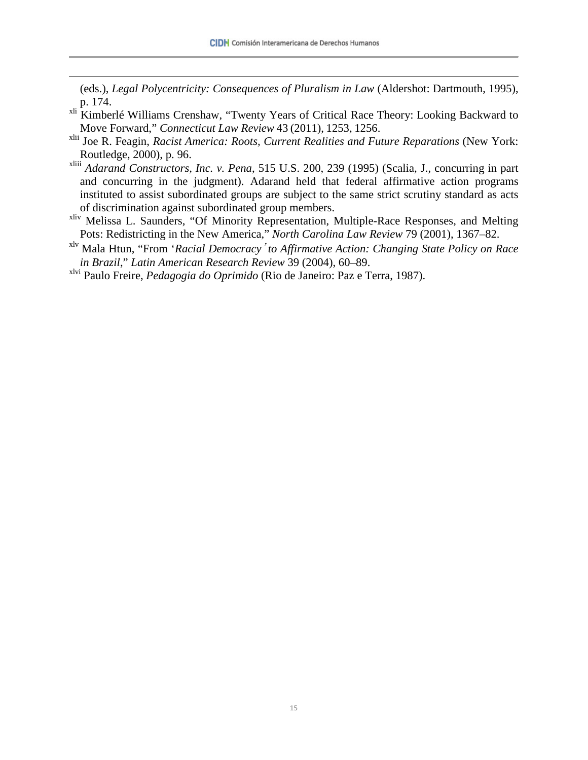(eds.), *Legal Polycentricity: Consequences of Pluralism in Law* (Aldershot: Dartmouth, 1995), p. 174.

[xli] Kimberlé Williams Crenshaw, "Twenty Years of Critical Race Theory: Looking Backward to Move Forward," *Connecticut Law Review* 43 (2011), 1253, 1256.

[xlii] Joe R. Feagin, *Racist America: Roots, Current Realities and Future Reparations* (New York: Routledge, 2000), p. 96.

[xliii] *Adarand Constructors, Inc. v. Pena*, 515 U.S. 200, 239 (1995) (Scalia, J., concurring in part and concurring in the judgment). Adarand held that federal affirmative action programs instituted to assist subordinated groups are subject to the same strict scrutiny standard as acts of discrimination against subordinated group members.

[xliv] Melissa L. Saunders, "Of Minority Representation, Multiple-Race Responses, and Melting Pots: Redistricting in the New America," *North Carolina Law Review* 79 (2001), 1367–82.

[xlv] Mala Htun, "From '*Racial Democracy' to Affirmative Action: Changing State Policy on Race in Brazil*," *Latin American Research Review* 39 (2004), 60–89.

[xlvi] Paulo Freire, *Pedagogia do Oprimido* (Rio de Janeiro: Paz e Terra, 1987).